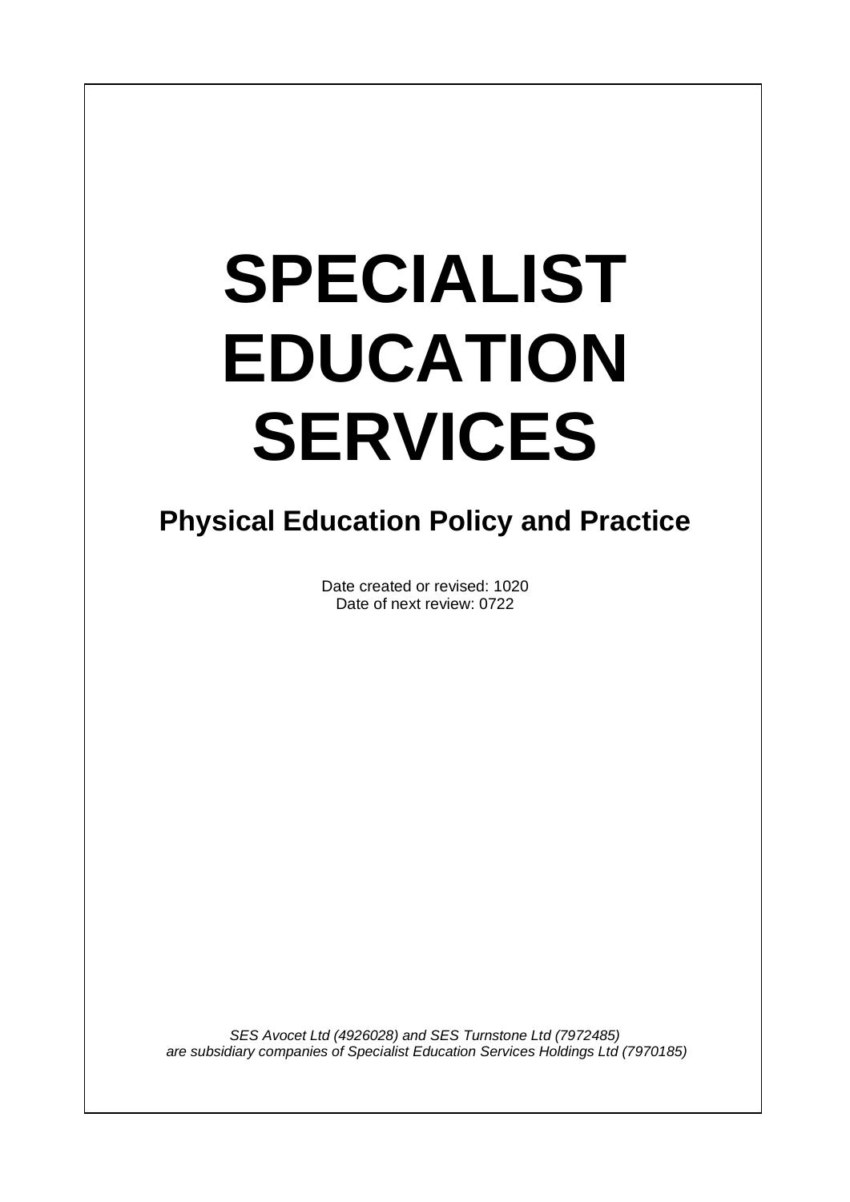# SPECIALIST EDUCATION SERVICES

## Physical Education Policy and Practice

Date created or revised: 1020
Date of next review: 0722

*SES Avocet Ltd (4926028) and SES Turnstone Ltd (7972485) are subsidiary companies of Specialist Education Services Holdings Ltd (7970185)*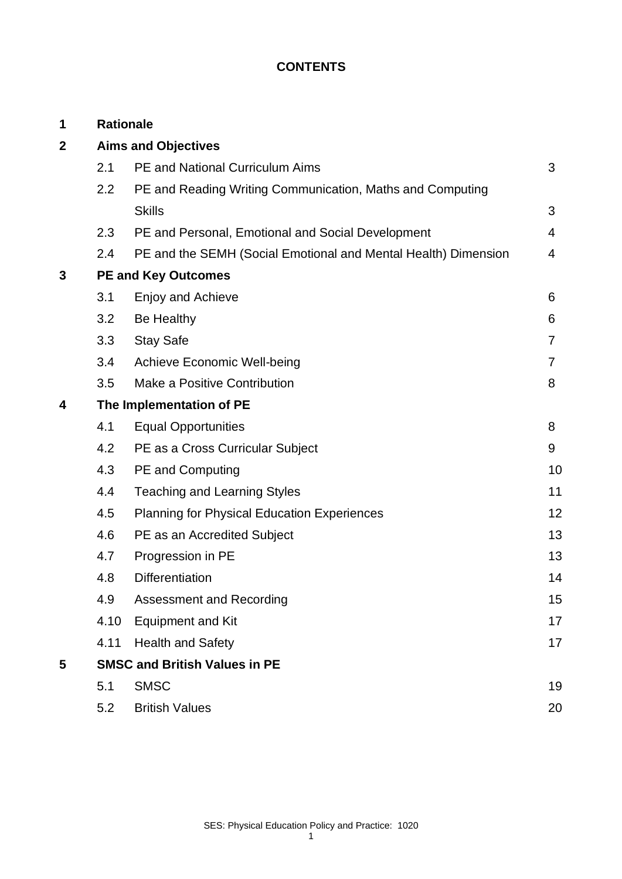# CONTENTS

| | | | |
|---|---|---|---|
| **1** | **Rationale** | | |
| **2** | **Aims and Objectives** | | |
| | 2.1 | PE and National Curriculum Aims | 3 |
| | 2.2 | PE and Reading Writing Communication, Maths and Computing Skills | 3 |
| | 2.3 | PE and Personal, Emotional and Social Development | 4 |
| | 2.4 | PE and the SEMH (Social Emotional and Mental Health) Dimension | 4 |
| **3** | **PE and Key Outcomes** | | |
| | 3.1 | Enjoy and Achieve | 6 |
| | 3.2 | Be Healthy | 6 |
| | 3.3 | Stay Safe | 7 |
| | 3.4 | Achieve Economic Well-being | 7 |
| | 3.5 | Make a Positive Contribution | 8 |
| **4** | **The Implementation of PE** | | |
| | 4.1 | Equal Opportunities | 8 |
| | 4.2 | PE as a Cross Curricular Subject | 9 |
| | 4.3 | PE and Computing | 10 |
| | 4.4 | Teaching and Learning Styles | 11 |
| | 4.5 | Planning for Physical Education Experiences | 12 |
| | 4.6 | PE as an Accredited Subject | 13 |
| | 4.7 | Progression in PE | 13 |
| | 4.8 | Differentiation | 14 |
| | 4.9 | Assessment and Recording | 15 |
| | 4.10 | Equipment and Kit | 17 |
| | 4.11 | Health and Safety | 17 |
| **5** | **SMSC and British Values in PE** | | |
| | 5.1 | SMSC | 19 |
| | 5.2 | British Values | 20 |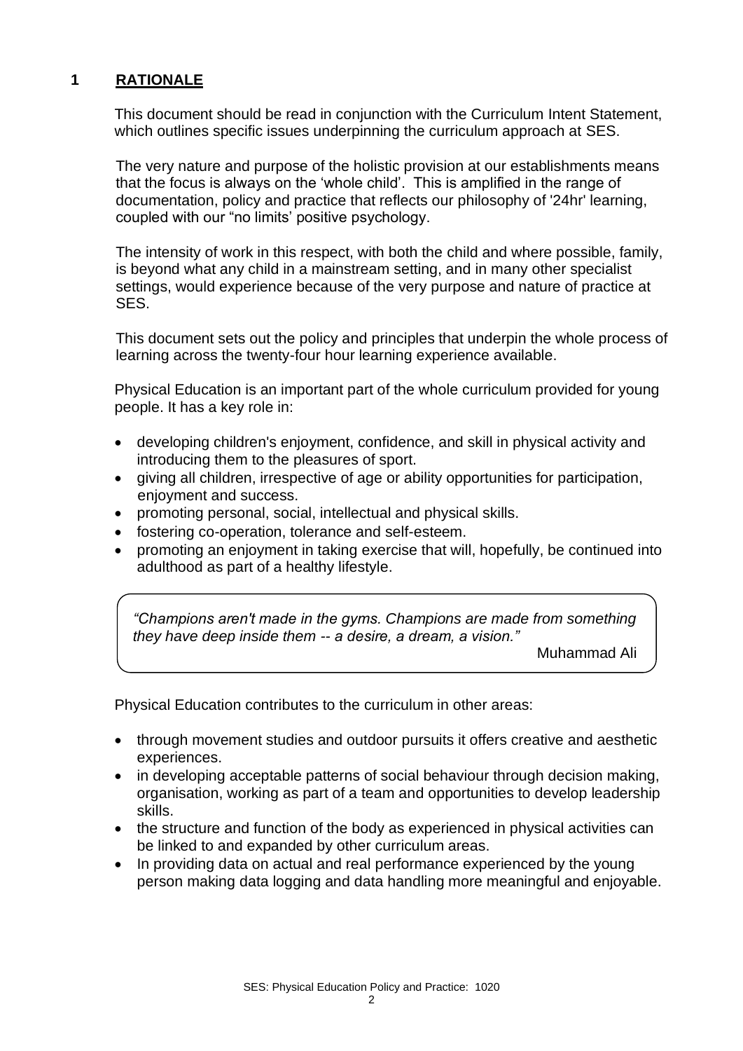## 1 RATIONALE

This document should be read in conjunction with the Curriculum Intent Statement, which outlines specific issues underpinning the curriculum approach at SES.

The very nature and purpose of the holistic provision at our establishments means that the focus is always on the 'whole child'. This is amplified in the range of documentation, policy and practice that reflects our philosophy of '24hr' learning, coupled with our "no limits' positive psychology.

The intensity of work in this respect, with both the child and where possible, family, is beyond what any child in a mainstream setting, and in many other specialist settings, would experience because of the very purpose and nature of practice at SES.

This document sets out the policy and principles that underpin the whole process of learning across the twenty-four hour learning experience available.

Physical Education is an important part of the whole curriculum provided for young people. It has a key role in:

- developing children's enjoyment, confidence, and skill in physical activity and introducing them to the pleasures of sport.
- giving all children, irrespective of age or ability opportunities for participation, enjoyment and success.
- promoting personal, social, intellectual and physical skills.
- fostering co-operation, tolerance and self-esteem.
- promoting an enjoyment in taking exercise that will, hopefully, be continued into adulthood as part of a healthy lifestyle.

> *"Champions aren't made in the gyms. Champions are made from something they have deep inside them -- a desire, a dream, a vision."*
>
> Muhammad Ali

Physical Education contributes to the curriculum in other areas:

- through movement studies and outdoor pursuits it offers creative and aesthetic experiences.
- in developing acceptable patterns of social behaviour through decision making, organisation, working as part of a team and opportunities to develop leadership skills.
- the structure and function of the body as experienced in physical activities can be linked to and expanded by other curriculum areas.
- In providing data on actual and real performance experienced by the young person making data logging and data handling more meaningful and enjoyable.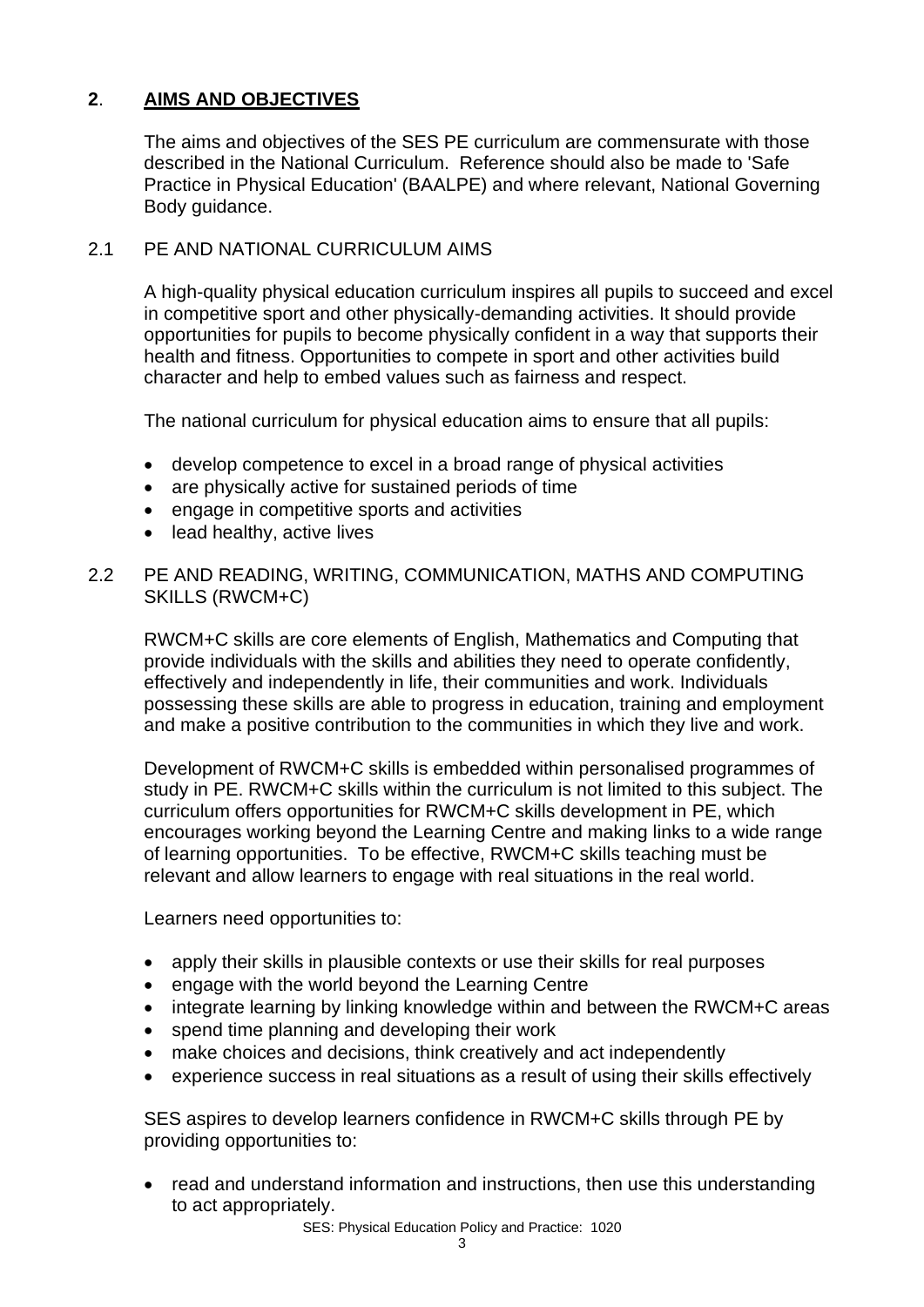## **2**. **AIMS AND OBJECTIVES**

The aims and objectives of the SES PE curriculum are commensurate with those described in the National Curriculum. Reference should also be made to 'Safe Practice in Physical Education' (BAALPE) and where relevant, National Governing Body guidance.

### 2.1 PE AND NATIONAL CURRICULUM AIMS

A high-quality physical education curriculum inspires all pupils to succeed and excel in competitive sport and other physically-demanding activities. It should provide opportunities for pupils to become physically confident in a way that supports their health and fitness. Opportunities to compete in sport and other activities build character and help to embed values such as fairness and respect.

The national curriculum for physical education aims to ensure that all pupils:

- develop competence to excel in a broad range of physical activities
- are physically active for sustained periods of time
- engage in competitive sports and activities
- lead healthy, active lives

### 2.2 PE AND READING, WRITING, COMMUNICATION, MATHS AND COMPUTING SKILLS (RWCM+C)

RWCM+C skills are core elements of English, Mathematics and Computing that provide individuals with the skills and abilities they need to operate confidently, effectively and independently in life, their communities and work. Individuals possessing these skills are able to progress in education, training and employment and make a positive contribution to the communities in which they live and work.

Development of RWCM+C skills is embedded within personalised programmes of study in PE. RWCM+C skills within the curriculum is not limited to this subject. The curriculum offers opportunities for RWCM+C skills development in PE, which encourages working beyond the Learning Centre and making links to a wide range of learning opportunities. To be effective, RWCM+C skills teaching must be relevant and allow learners to engage with real situations in the real world.

Learners need opportunities to:

- apply their skills in plausible contexts or use their skills for real purposes
- engage with the world beyond the Learning Centre
- integrate learning by linking knowledge within and between the RWCM+C areas
- spend time planning and developing their work
- make choices and decisions, think creatively and act independently
- experience success in real situations as a result of using their skills effectively

SES aspires to develop learners confidence in RWCM+C skills through PE by providing opportunities to:

- read and understand information and instructions, then use this understanding to act appropriately.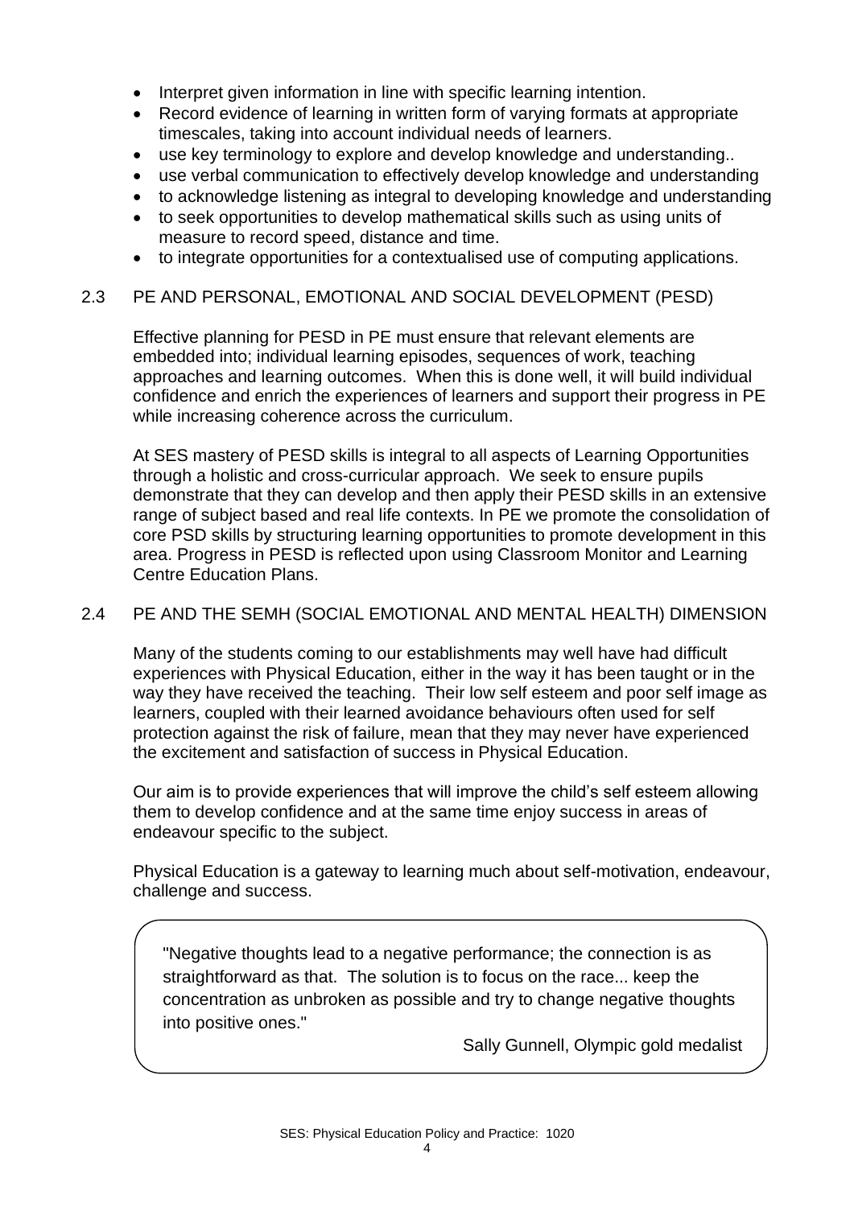- Interpret given information in line with specific learning intention.
- Record evidence of learning in written form of varying formats at appropriate timescales, taking into account individual needs of learners.
- use key terminology to explore and develop knowledge and understanding..
- use verbal communication to effectively develop knowledge and understanding
- to acknowledge listening as integral to developing knowledge and understanding
- to seek opportunities to develop mathematical skills such as using units of measure to record speed, distance and time.
- to integrate opportunities for a contextualised use of computing applications.

## 2.3 PE AND PERSONAL, EMOTIONAL AND SOCIAL DEVELOPMENT (PESD)

Effective planning for PESD in PE must ensure that relevant elements are embedded into; individual learning episodes, sequences of work, teaching approaches and learning outcomes. When this is done well, it will build individual confidence and enrich the experiences of learners and support their progress in PE while increasing coherence across the curriculum.

At SES mastery of PESD skills is integral to all aspects of Learning Opportunities through a holistic and cross-curricular approach. We seek to ensure pupils demonstrate that they can develop and then apply their PESD skills in an extensive range of subject based and real life contexts. In PE we promote the consolidation of core PSD skills by structuring learning opportunities to promote development in this area. Progress in PESD is reflected upon using Classroom Monitor and Learning Centre Education Plans.

## 2.4 PE AND THE SEMH (SOCIAL EMOTIONAL AND MENTAL HEALTH) DIMENSION

Many of the students coming to our establishments may well have had difficult experiences with Physical Education, either in the way it has been taught or in the way they have received the teaching. Their low self esteem and poor self image as learners, coupled with their learned avoidance behaviours often used for self protection against the risk of failure, mean that they may never have experienced the excitement and satisfaction of success in Physical Education.

Our aim is to provide experiences that will improve the child's self esteem allowing them to develop confidence and at the same time enjoy success in areas of endeavour specific to the subject.

Physical Education is a gateway to learning much about self-motivation, endeavour, challenge and success.

> "Negative thoughts lead to a negative performance; the connection is as straightforward as that. The solution is to focus on the race... keep the concentration as unbroken as possible and try to change negative thoughts into positive ones."
>
> Sally Gunnell, Olympic gold medalist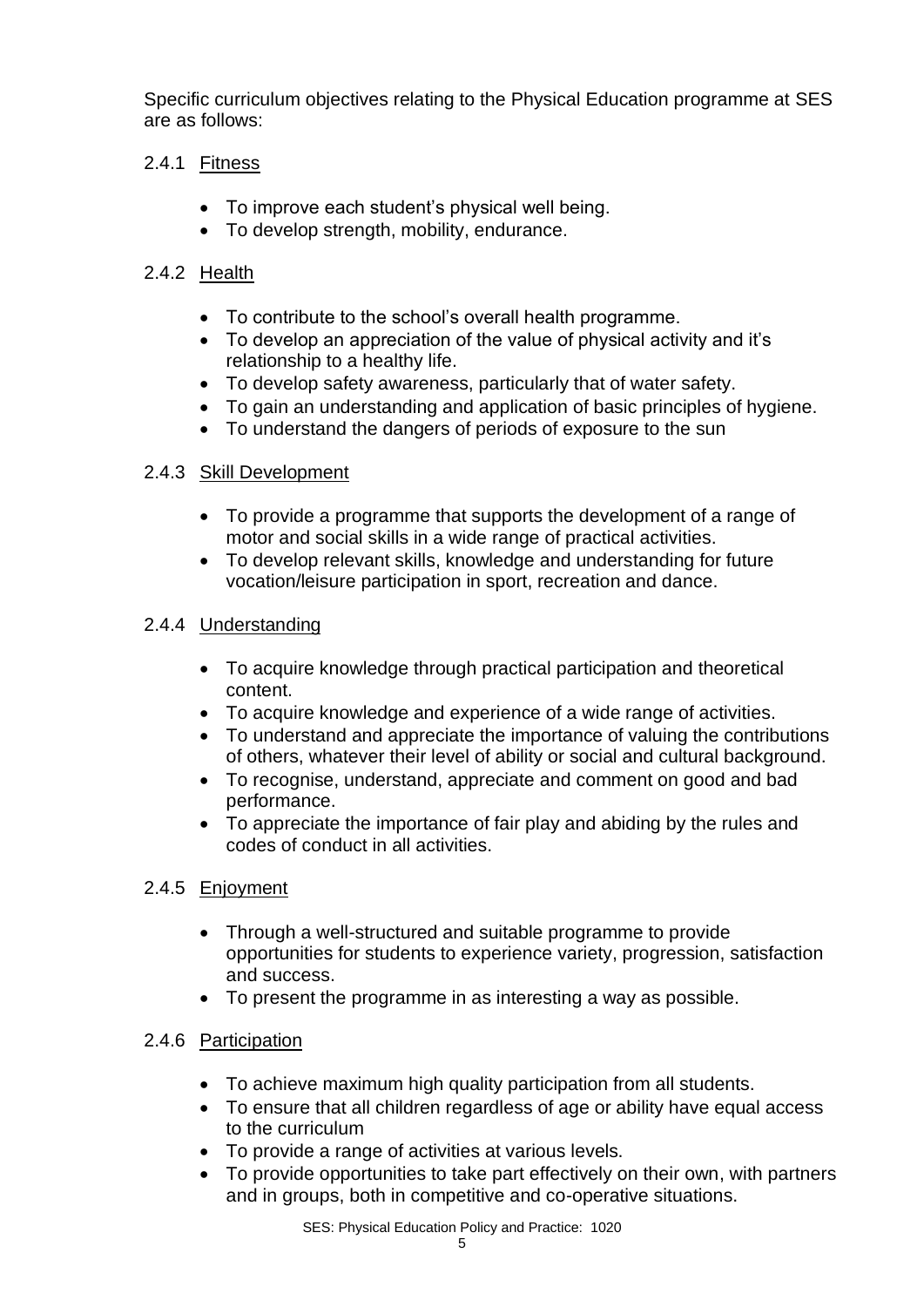Specific curriculum objectives relating to the Physical Education programme at SES are as follows:

### 2.4.1 Fitness

- To improve each student's physical well being.
- To develop strength, mobility, endurance.

### 2.4.2 Health

- To contribute to the school's overall health programme.
- To develop an appreciation of the value of physical activity and it's relationship to a healthy life.
- To develop safety awareness, particularly that of water safety.
- To gain an understanding and application of basic principles of hygiene.
- To understand the dangers of periods of exposure to the sun

### 2.4.3 Skill Development

- To provide a programme that supports the development of a range of motor and social skills in a wide range of practical activities.
- To develop relevant skills, knowledge and understanding for future vocation/leisure participation in sport, recreation and dance.

### 2.4.4 Understanding

- To acquire knowledge through practical participation and theoretical content.
- To acquire knowledge and experience of a wide range of activities.
- To understand and appreciate the importance of valuing the contributions of others, whatever their level of ability or social and cultural background.
- To recognise, understand, appreciate and comment on good and bad performance.
- To appreciate the importance of fair play and abiding by the rules and codes of conduct in all activities.

### 2.4.5 Enjoyment

- Through a well-structured and suitable programme to provide opportunities for students to experience variety, progression, satisfaction and success.
- To present the programme in as interesting a way as possible.

### 2.4.6 Participation

- To achieve maximum high quality participation from all students.
- To ensure that all children regardless of age or ability have equal access to the curriculum
- To provide a range of activities at various levels.
- To provide opportunities to take part effectively on their own, with partners and in groups, both in competitive and co-operative situations.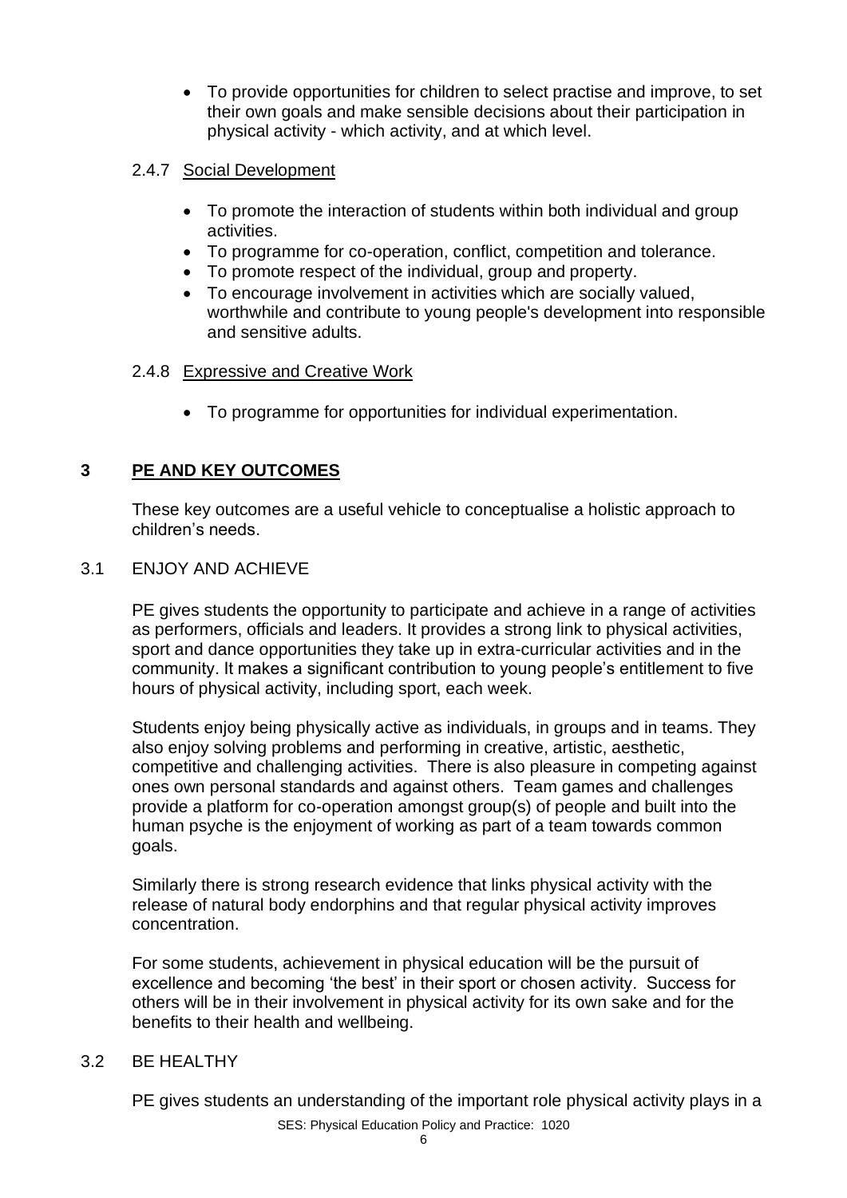- To provide opportunities for children to select practise and improve, to set their own goals and make sensible decisions about their participation in physical activity - which activity, and at which level.

### 2.4.7 Social Development

- To promote the interaction of students within both individual and group activities.
- To programme for co-operation, conflict, competition and tolerance.
- To promote respect of the individual, group and property.
- To encourage involvement in activities which are socially valued, worthwhile and contribute to young people's development into responsible and sensitive adults.

### 2.4.8 Expressive and Creative Work

- To programme for opportunities for individual experimentation.

## 3 PE AND KEY OUTCOMES

These key outcomes are a useful vehicle to conceptualise a holistic approach to children's needs.

### 3.1 ENJOY AND ACHIEVE

PE gives students the opportunity to participate and achieve in a range of activities as performers, officials and leaders. It provides a strong link to physical activities, sport and dance opportunities they take up in extra-curricular activities and in the community. It makes a significant contribution to young people's entitlement to five hours of physical activity, including sport, each week.

Students enjoy being physically active as individuals, in groups and in teams. They also enjoy solving problems and performing in creative, artistic, aesthetic, competitive and challenging activities. There is also pleasure in competing against ones own personal standards and against others. Team games and challenges provide a platform for co-operation amongst group(s) of people and built into the human psyche is the enjoyment of working as part of a team towards common goals.

Similarly there is strong research evidence that links physical activity with the release of natural body endorphins and that regular physical activity improves concentration.

For some students, achievement in physical education will be the pursuit of excellence and becoming 'the best' in their sport or chosen activity. Success for others will be in their involvement in physical activity for its own sake and for the benefits to their health and wellbeing.

### 3.2 BE HEALTHY

PE gives students an understanding of the important role physical activity plays in a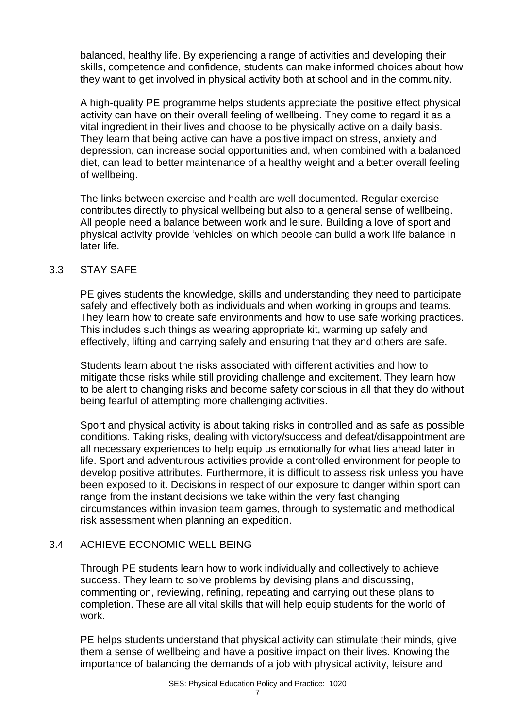balanced, healthy life. By experiencing a range of activities and developing their skills, competence and confidence, students can make informed choices about how they want to get involved in physical activity both at school and in the community.

A high-quality PE programme helps students appreciate the positive effect physical activity can have on their overall feeling of wellbeing. They come to regard it as a vital ingredient in their lives and choose to be physically active on a daily basis. They learn that being active can have a positive impact on stress, anxiety and depression, can increase social opportunities and, when combined with a balanced diet, can lead to better maintenance of a healthy weight and a better overall feeling of wellbeing.

The links between exercise and health are well documented. Regular exercise contributes directly to physical wellbeing but also to a general sense of wellbeing. All people need a balance between work and leisure. Building a love of sport and physical activity provide 'vehicles' on which people can build a work life balance in later life.

### 3.3 STAY SAFE

PE gives students the knowledge, skills and understanding they need to participate safely and effectively both as individuals and when working in groups and teams. They learn how to create safe environments and how to use safe working practices. This includes such things as wearing appropriate kit, warming up safely and effectively, lifting and carrying safely and ensuring that they and others are safe.

Students learn about the risks associated with different activities and how to mitigate those risks while still providing challenge and excitement. They learn how to be alert to changing risks and become safety conscious in all that they do without being fearful of attempting more challenging activities.

Sport and physical activity is about taking risks in controlled and as safe as possible conditions. Taking risks, dealing with victory/success and defeat/disappointment are all necessary experiences to help equip us emotionally for what lies ahead later in life. Sport and adventurous activities provide a controlled environment for people to develop positive attributes. Furthermore, it is difficult to assess risk unless you have been exposed to it. Decisions in respect of our exposure to danger within sport can range from the instant decisions we take within the very fast changing circumstances within invasion team games, through to systematic and methodical risk assessment when planning an expedition.

### 3.4 ACHIEVE ECONOMIC WELL BEING

Through PE students learn how to work individually and collectively to achieve success. They learn to solve problems by devising plans and discussing, commenting on, reviewing, refining, repeating and carrying out these plans to completion. These are all vital skills that will help equip students for the world of work.

PE helps students understand that physical activity can stimulate their minds, give them a sense of wellbeing and have a positive impact on their lives. Knowing the importance of balancing the demands of a job with physical activity, leisure and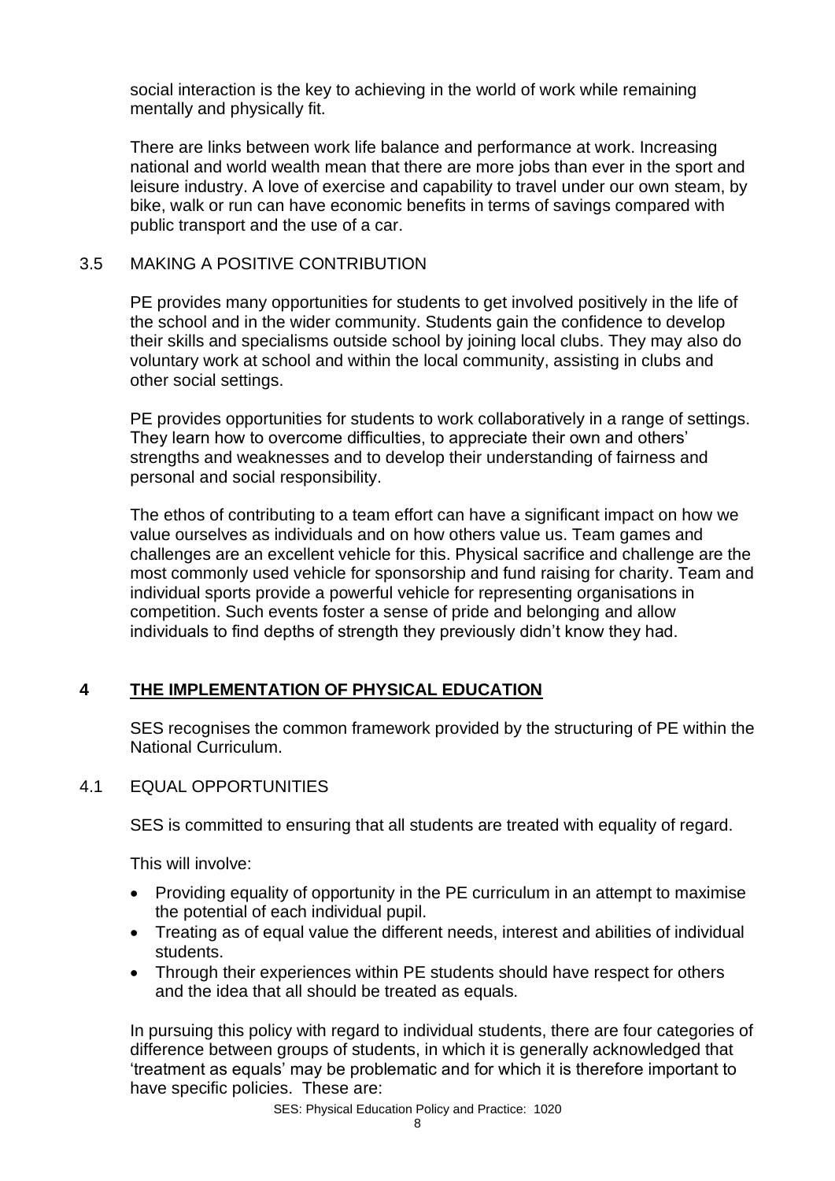social interaction is the key to achieving in the world of work while remaining mentally and physically fit.

There are links between work life balance and performance at work. Increasing national and world wealth mean that there are more jobs than ever in the sport and leisure industry. A love of exercise and capability to travel under our own steam, by bike, walk or run can have economic benefits in terms of savings compared with public transport and the use of a car.

### 3.5 MAKING A POSITIVE CONTRIBUTION

PE provides many opportunities for students to get involved positively in the life of the school and in the wider community. Students gain the confidence to develop their skills and specialisms outside school by joining local clubs. They may also do voluntary work at school and within the local community, assisting in clubs and other social settings.

PE provides opportunities for students to work collaboratively in a range of settings. They learn how to overcome difficulties, to appreciate their own and others' strengths and weaknesses and to develop their understanding of fairness and personal and social responsibility.

The ethos of contributing to a team effort can have a significant impact on how we value ourselves as individuals and on how others value us. Team games and challenges are an excellent vehicle for this. Physical sacrifice and challenge are the most commonly used vehicle for sponsorship and fund raising for charity. Team and individual sports provide a powerful vehicle for representing organisations in competition. Such events foster a sense of pride and belonging and allow individuals to find depths of strength they previously didn't know they had.

## 4 THE IMPLEMENTATION OF PHYSICAL EDUCATION

SES recognises the common framework provided by the structuring of PE within the National Curriculum.

### 4.1 EQUAL OPPORTUNITIES

SES is committed to ensuring that all students are treated with equality of regard.

This will involve:

- Providing equality of opportunity in the PE curriculum in an attempt to maximise the potential of each individual pupil.
- Treating as of equal value the different needs, interest and abilities of individual students.
- Through their experiences within PE students should have respect for others and the idea that all should be treated as equals.

In pursuing this policy with regard to individual students, there are four categories of difference between groups of students, in which it is generally acknowledged that 'treatment as equals' may be problematic and for which it is therefore important to have specific policies. These are: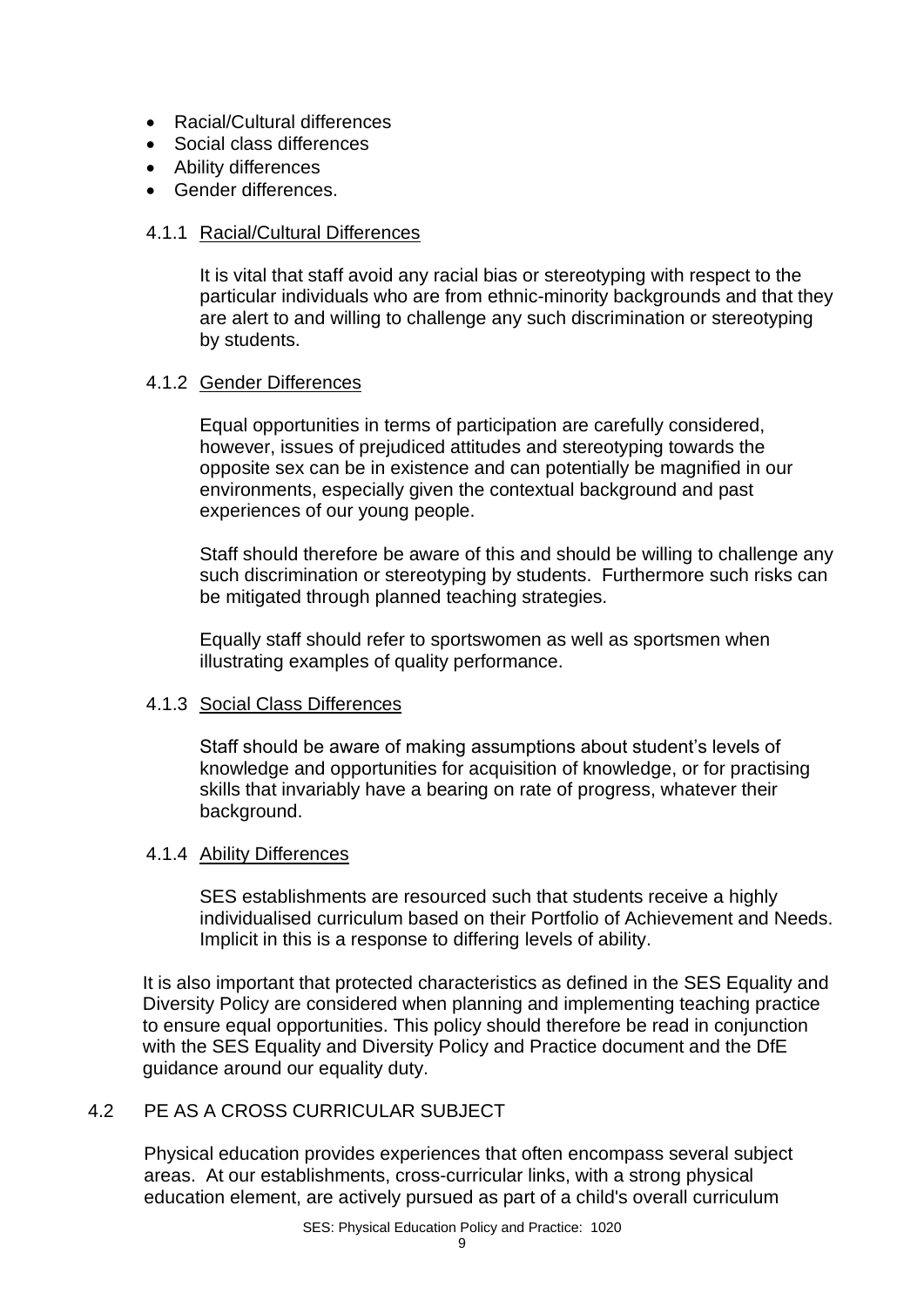- Racial/Cultural differences
- Social class differences
- Ability differences
- Gender differences.

#### 4.1.1 Racial/Cultural Differences

It is vital that staff avoid any racial bias or stereotyping with respect to the particular individuals who are from ethnic-minority backgrounds and that they are alert to and willing to challenge any such discrimination or stereotyping by students.

#### 4.1.2 Gender Differences

Equal opportunities in terms of participation are carefully considered, however, issues of prejudiced attitudes and stereotyping towards the opposite sex can be in existence and can potentially be magnified in our environments, especially given the contextual background and past experiences of our young people.

Staff should therefore be aware of this and should be willing to challenge any such discrimination or stereotyping by students. Furthermore such risks can be mitigated through planned teaching strategies.

Equally staff should refer to sportswomen as well as sportsmen when illustrating examples of quality performance.

#### 4.1.3 Social Class Differences

Staff should be aware of making assumptions about student's levels of knowledge and opportunities for acquisition of knowledge, or for practising skills that invariably have a bearing on rate of progress, whatever their background.

#### 4.1.4 Ability Differences

SES establishments are resourced such that students receive a highly individualised curriculum based on their Portfolio of Achievement and Needs. Implicit in this is a response to differing levels of ability.

It is also important that protected characteristics as defined in the SES Equality and Diversity Policy are considered when planning and implementing teaching practice to ensure equal opportunities. This policy should therefore be read in conjunction with the SES Equality and Diversity Policy and Practice document and the DfE guidance around our equality duty.

### 4.2 PE AS A CROSS CURRICULAR SUBJECT

Physical education provides experiences that often encompass several subject areas. At our establishments, cross-curricular links, with a strong physical education element, are actively pursued as part of a child's overall curriculum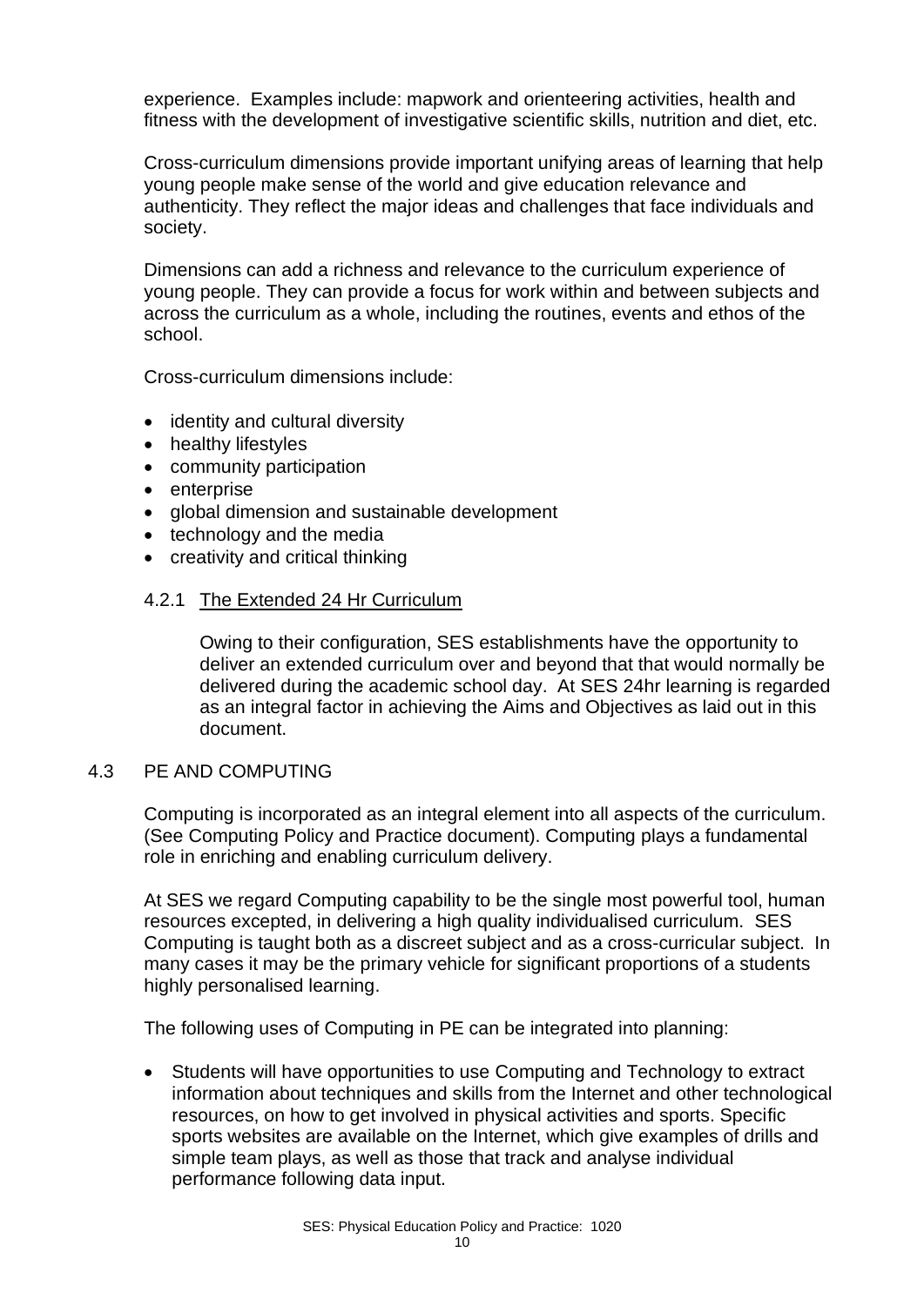experience. Examples include: mapwork and orienteering activities, health and fitness with the development of investigative scientific skills, nutrition and diet, etc.

Cross-curriculum dimensions provide important unifying areas of learning that help young people make sense of the world and give education relevance and authenticity. They reflect the major ideas and challenges that face individuals and society.

Dimensions can add a richness and relevance to the curriculum experience of young people. They can provide a focus for work within and between subjects and across the curriculum as a whole, including the routines, events and ethos of the school.

Cross-curriculum dimensions include:

- identity and cultural diversity
- healthy lifestyles
- community participation
- enterprise
- global dimension and sustainable development
- technology and the media
- creativity and critical thinking

### 4.2.1 The Extended 24 Hr Curriculum

Owing to their configuration, SES establishments have the opportunity to deliver an extended curriculum over and beyond that that would normally be delivered during the academic school day. At SES 24hr learning is regarded as an integral factor in achieving the Aims and Objectives as laid out in this document.

## 4.3 PE AND COMPUTING

Computing is incorporated as an integral element into all aspects of the curriculum. (See Computing Policy and Practice document). Computing plays a fundamental role in enriching and enabling curriculum delivery.

At SES we regard Computing capability to be the single most powerful tool, human resources excepted, in delivering a high quality individualised curriculum. SES Computing is taught both as a discreet subject and as a cross-curricular subject. In many cases it may be the primary vehicle for significant proportions of a students highly personalised learning.

The following uses of Computing in PE can be integrated into planning:

- Students will have opportunities to use Computing and Technology to extract information about techniques and skills from the Internet and other technological resources, on how to get involved in physical activities and sports. Specific sports websites are available on the Internet, which give examples of drills and simple team plays, as well as those that track and analyse individual performance following data input.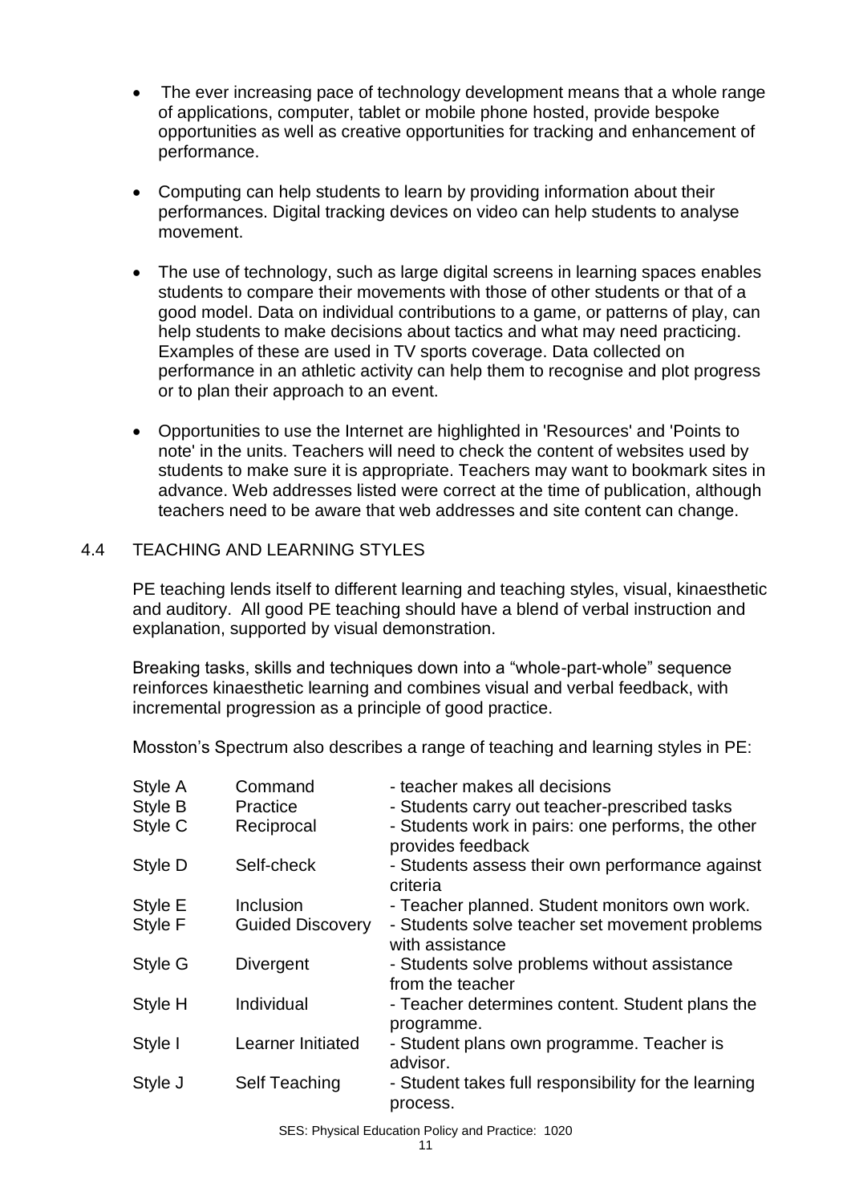- The ever increasing pace of technology development means that a whole range of applications, computer, tablet or mobile phone hosted, provide bespoke opportunities as well as creative opportunities for tracking and enhancement of performance.

- Computing can help students to learn by providing information about their performances. Digital tracking devices on video can help students to analyse movement.

- The use of technology, such as large digital screens in learning spaces enables students to compare their movements with those of other students or that of a good model. Data on individual contributions to a game, or patterns of play, can help students to make decisions about tactics and what may need practicing. Examples of these are used in TV sports coverage. Data collected on performance in an athletic activity can help them to recognise and plot progress or to plan their approach to an event.

- Opportunities to use the Internet are highlighted in 'Resources' and 'Points to note' in the units. Teachers will need to check the content of websites used by students to make sure it is appropriate. Teachers may want to bookmark sites in advance. Web addresses listed were correct at the time of publication, although teachers need to be aware that web addresses and site content can change.

## 4.4 TEACHING AND LEARNING STYLES

PE teaching lends itself to different learning and teaching styles, visual, kinaesthetic and auditory. All good PE teaching should have a blend of verbal instruction and explanation, supported by visual demonstration.

Breaking tasks, skills and techniques down into a "whole-part-whole" sequence reinforces kinaesthetic learning and combines visual and verbal feedback, with incremental progression as a principle of good practice.

Mosston's Spectrum also describes a range of teaching and learning styles in PE:

| | | |
|---|---|---|
| Style A | Command | - teacher makes all decisions |
| Style B | Practice | - Students carry out teacher-prescribed tasks |
| Style C | Reciprocal | - Students work in pairs: one performs, the other provides feedback |
| Style D | Self-check | - Students assess their own performance against criteria |
| Style E | Inclusion | - Teacher planned. Student monitors own work. |
| Style F | Guided Discovery | - Students solve teacher set movement problems with assistance |
| Style G | Divergent | - Students solve problems without assistance from the teacher |
| Style H | Individual | - Teacher determines content. Student plans the programme. |
| Style I | Learner Initiated | - Student plans own programme. Teacher is advisor. |
| Style J | Self Teaching | - Student takes full responsibility for the learning process. |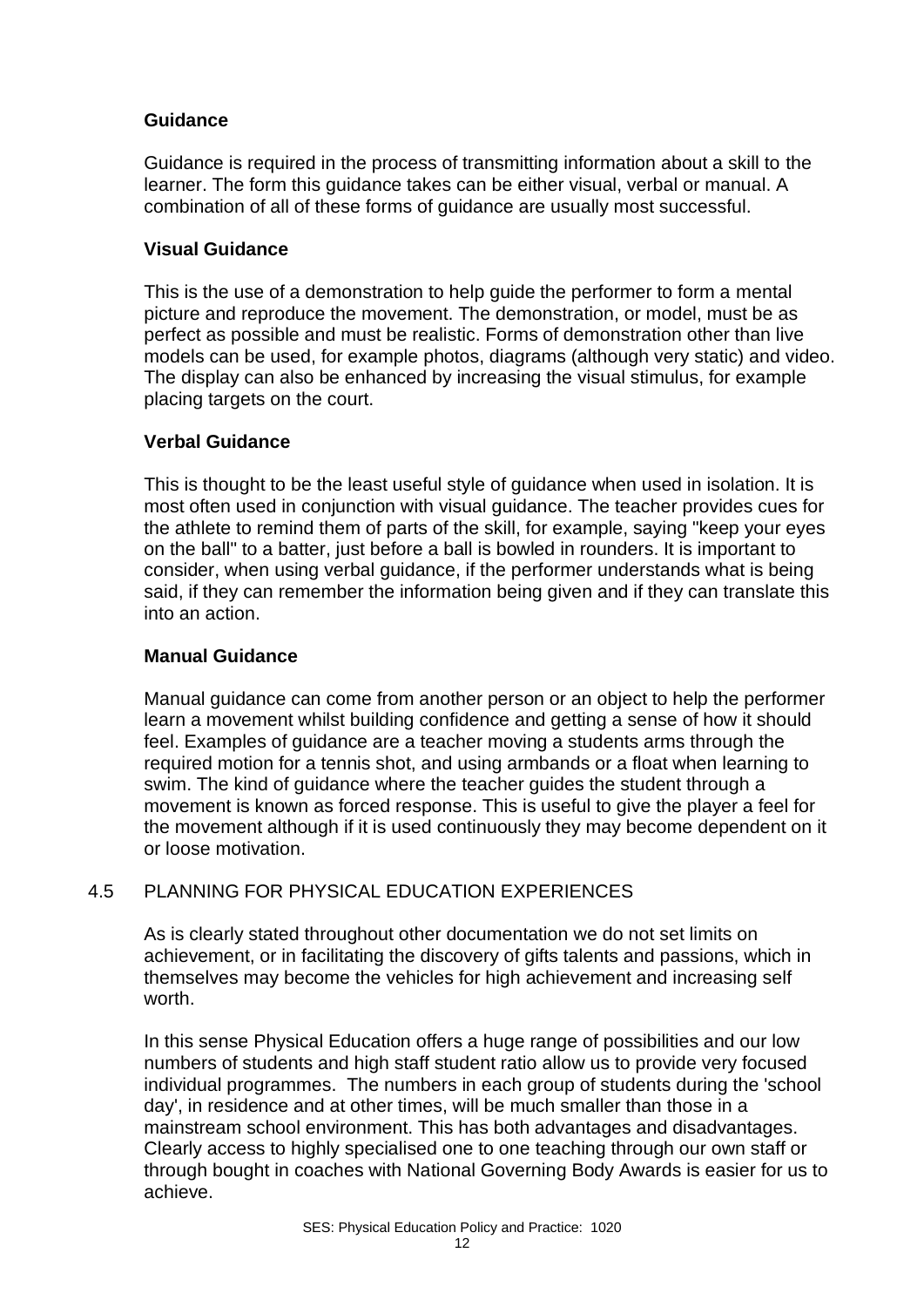**Guidance**

Guidance is required in the process of transmitting information about a skill to the learner. The form this guidance takes can be either visual, verbal or manual. A combination of all of these forms of guidance are usually most successful.

**Visual Guidance**

This is the use of a demonstration to help guide the performer to form a mental picture and reproduce the movement. The demonstration, or model, must be as perfect as possible and must be realistic. Forms of demonstration other than live models can be used, for example photos, diagrams (although very static) and video. The display can also be enhanced by increasing the visual stimulus, for example placing targets on the court.

**Verbal Guidance**

This is thought to be the least useful style of guidance when used in isolation. It is most often used in conjunction with visual guidance. The teacher provides cues for the athlete to remind them of parts of the skill, for example, saying "keep your eyes on the ball" to a batter, just before a ball is bowled in rounders. It is important to consider, when using verbal guidance, if the performer understands what is being said, if they can remember the information being given and if they can translate this into an action.

**Manual Guidance**

Manual guidance can come from another person or an object to help the performer learn a movement whilst building confidence and getting a sense of how it should feel. Examples of guidance are a teacher moving a students arms through the required motion for a tennis shot, and using armbands or a float when learning to swim. The kind of guidance where the teacher guides the student through a movement is known as forced response. This is useful to give the player a feel for the movement although if it is used continuously they may become dependent on it or loose motivation.

## 4.5 PLANNING FOR PHYSICAL EDUCATION EXPERIENCES

As is clearly stated throughout other documentation we do not set limits on achievement, or in facilitating the discovery of gifts talents and passions, which in themselves may become the vehicles for high achievement and increasing self worth.

In this sense Physical Education offers a huge range of possibilities and our low numbers of students and high staff student ratio allow us to provide very focused individual programmes. The numbers in each group of students during the 'school day', in residence and at other times, will be much smaller than those in a mainstream school environment. This has both advantages and disadvantages. Clearly access to highly specialised one to one teaching through our own staff or through bought in coaches with National Governing Body Awards is easier for us to achieve.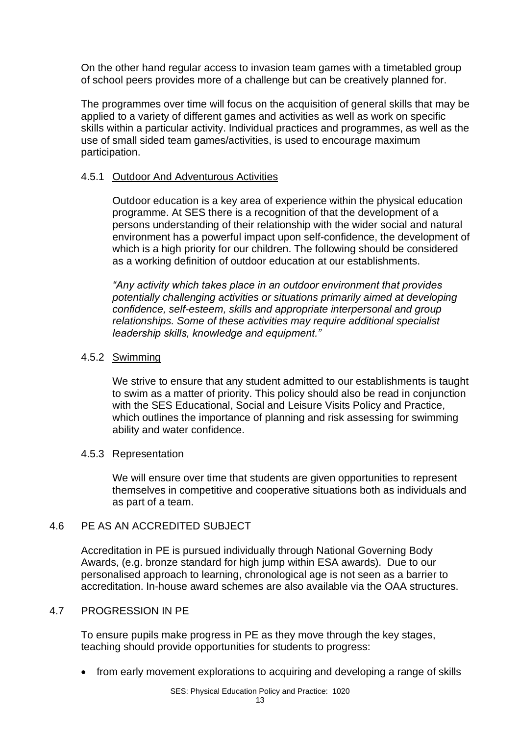On the other hand regular access to invasion team games with a timetabled group of school peers provides more of a challenge but can be creatively planned for.

The programmes over time will focus on the acquisition of general skills that may be applied to a variety of different games and activities as well as work on specific skills within a particular activity. Individual practices and programmes, as well as the use of small sided team games/activities, is used to encourage maximum participation.

#### 4.5.1 Outdoor And Adventurous Activities

Outdoor education is a key area of experience within the physical education programme. At SES there is a recognition of that the development of a persons understanding of their relationship with the wider social and natural environment has a powerful impact upon self-confidence, the development of which is a high priority for our children. The following should be considered as a working definition of outdoor education at our establishments.

*"Any activity which takes place in an outdoor environment that provides potentially challenging activities or situations primarily aimed at developing confidence, self-esteem, skills and appropriate interpersonal and group relationships. Some of these activities may require additional specialist leadership skills, knowledge and equipment."*

#### 4.5.2 Swimming

We strive to ensure that any student admitted to our establishments is taught to swim as a matter of priority. This policy should also be read in conjunction with the SES Educational, Social and Leisure Visits Policy and Practice, which outlines the importance of planning and risk assessing for swimming ability and water confidence.

#### 4.5.3 Representation

We will ensure over time that students are given opportunities to represent themselves in competitive and cooperative situations both as individuals and as part of a team.

### 4.6 PE AS AN ACCREDITED SUBJECT

Accreditation in PE is pursued individually through National Governing Body Awards, (e.g. bronze standard for high jump within ESA awards). Due to our personalised approach to learning, chronological age is not seen as a barrier to accreditation. In-house award schemes are also available via the OAA structures.

### 4.7 PROGRESSION IN PE

To ensure pupils make progress in PE as they move through the key stages, teaching should provide opportunities for students to progress:

- from early movement explorations to acquiring and developing a range of skills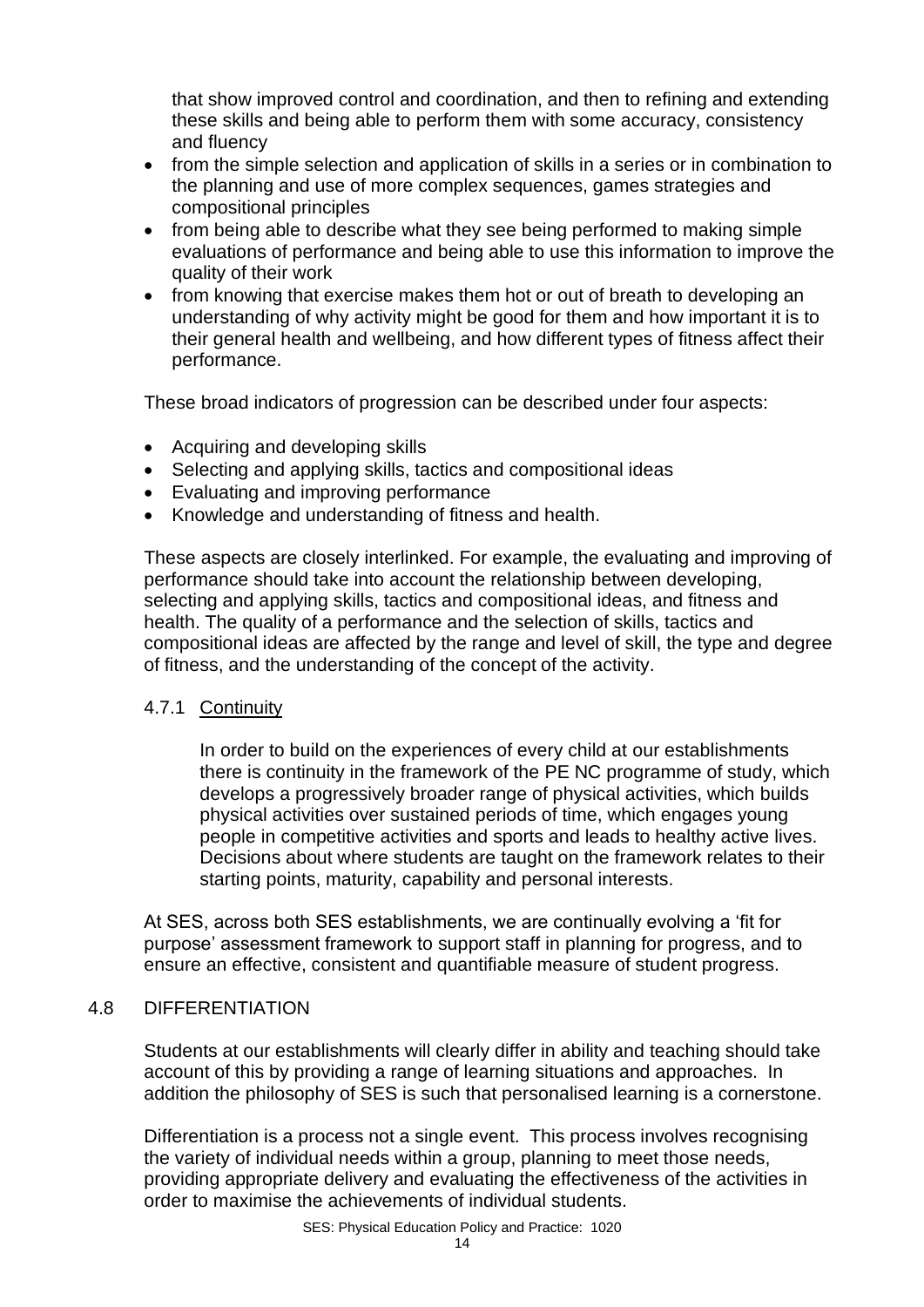that show improved control and coordination, and then to refining and extending these skills and being able to perform them with some accuracy, consistency and fluency

- from the simple selection and application of skills in a series or in combination to the planning and use of more complex sequences, games strategies and compositional principles
- from being able to describe what they see being performed to making simple evaluations of performance and being able to use this information to improve the quality of their work
- from knowing that exercise makes them hot or out of breath to developing an understanding of why activity might be good for them and how important it is to their general health and wellbeing, and how different types of fitness affect their performance.

These broad indicators of progression can be described under four aspects:

- Acquiring and developing skills
- Selecting and applying skills, tactics and compositional ideas
- Evaluating and improving performance
- Knowledge and understanding of fitness and health.

These aspects are closely interlinked. For example, the evaluating and improving of performance should take into account the relationship between developing, selecting and applying skills, tactics and compositional ideas, and fitness and health. The quality of a performance and the selection of skills, tactics and compositional ideas are affected by the range and level of skill, the type and degree of fitness, and the understanding of the concept of the activity.

#### 4.7.1 Continuity

In order to build on the experiences of every child at our establishments there is continuity in the framework of the PE NC programme of study, which develops a progressively broader range of physical activities, which builds physical activities over sustained periods of time, which engages young people in competitive activities and sports and leads to healthy active lives. Decisions about where students are taught on the framework relates to their starting points, maturity, capability and personal interests.

At SES, across both SES establishments, we are continually evolving a 'fit for purpose' assessment framework to support staff in planning for progress, and to ensure an effective, consistent and quantifiable measure of student progress.

### 4.8 DIFFERENTIATION

Students at our establishments will clearly differ in ability and teaching should take account of this by providing a range of learning situations and approaches. In addition the philosophy of SES is such that personalised learning is a cornerstone.

Differentiation is a process not a single event. This process involves recognising the variety of individual needs within a group, planning to meet those needs, providing appropriate delivery and evaluating the effectiveness of the activities in order to maximise the achievements of individual students.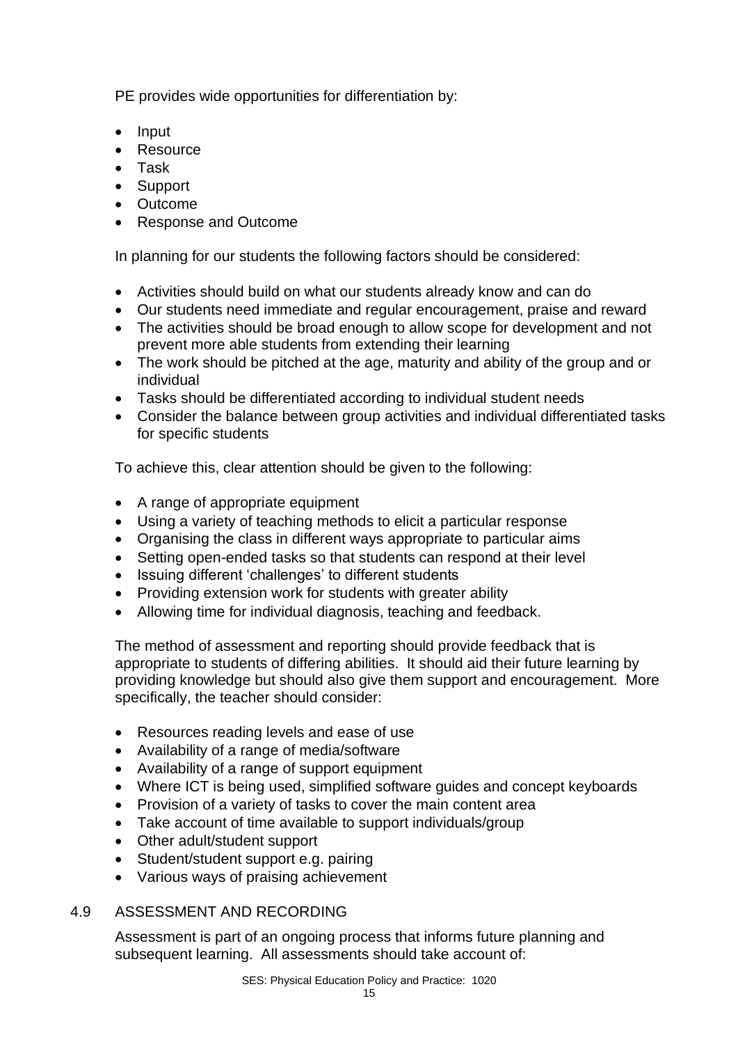PE provides wide opportunities for differentiation by:

- Input
- Resource
- Task
- Support
- Outcome
- Response and Outcome

In planning for our students the following factors should be considered:

- Activities should build on what our students already know and can do
- Our students need immediate and regular encouragement, praise and reward
- The activities should be broad enough to allow scope for development and not prevent more able students from extending their learning
- The work should be pitched at the age, maturity and ability of the group and or individual
- Tasks should be differentiated according to individual student needs
- Consider the balance between group activities and individual differentiated tasks for specific students

To achieve this, clear attention should be given to the following:

- A range of appropriate equipment
- Using a variety of teaching methods to elicit a particular response
- Organising the class in different ways appropriate to particular aims
- Setting open-ended tasks so that students can respond at their level
- Issuing different 'challenges' to different students
- Providing extension work for students with greater ability
- Allowing time for individual diagnosis, teaching and feedback.

The method of assessment and reporting should provide feedback that is appropriate to students of differing abilities. It should aid their future learning by providing knowledge but should also give them support and encouragement. More specifically, the teacher should consider:

- Resources reading levels and ease of use
- Availability of a range of media/software
- Availability of a range of support equipment
- Where ICT is being used, simplified software guides and concept keyboards
- Provision of a variety of tasks to cover the main content area
- Take account of time available to support individuals/group
- Other adult/student support
- Student/student support e.g. pairing
- Various ways of praising achievement

## 4.9 ASSESSMENT AND RECORDING

Assessment is part of an ongoing process that informs future planning and subsequent learning. All assessments should take account of: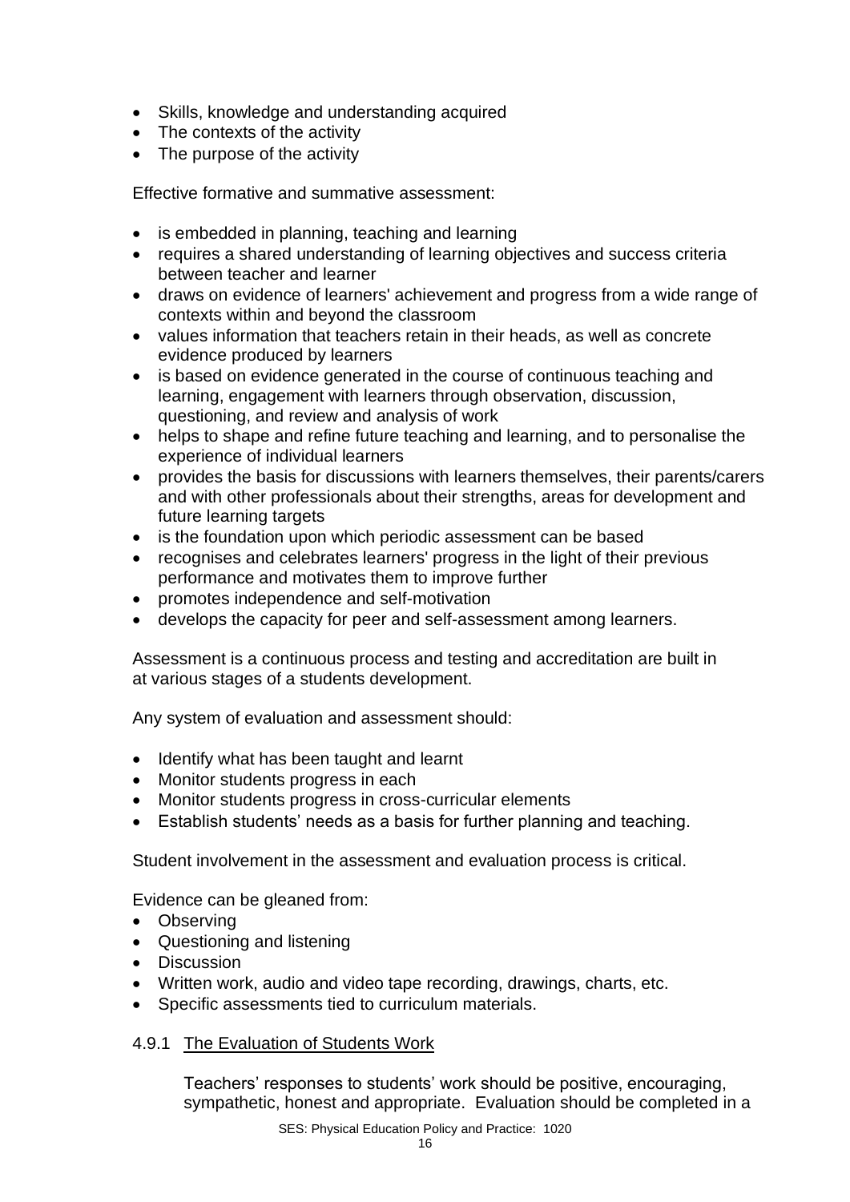- Skills, knowledge and understanding acquired
- The contexts of the activity
- The purpose of the activity

Effective formative and summative assessment:

- is embedded in planning, teaching and learning
- requires a shared understanding of learning objectives and success criteria between teacher and learner
- draws on evidence of learners' achievement and progress from a wide range of contexts within and beyond the classroom
- values information that teachers retain in their heads, as well as concrete evidence produced by learners
- is based on evidence generated in the course of continuous teaching and learning, engagement with learners through observation, discussion, questioning, and review and analysis of work
- helps to shape and refine future teaching and learning, and to personalise the experience of individual learners
- provides the basis for discussions with learners themselves, their parents/carers and with other professionals about their strengths, areas for development and future learning targets
- is the foundation upon which periodic assessment can be based
- recognises and celebrates learners' progress in the light of their previous performance and motivates them to improve further
- promotes independence and self-motivation
- develops the capacity for peer and self-assessment among learners.

Assessment is a continuous process and testing and accreditation are built in at various stages of a students development.

Any system of evaluation and assessment should:

- Identify what has been taught and learnt
- Monitor students progress in each
- Monitor students progress in cross-curricular elements
- Establish students' needs as a basis for further planning and teaching.

Student involvement in the assessment and evaluation process is critical.

Evidence can be gleaned from:

- Observing
- Questioning and listening
- Discussion
- Written work, audio and video tape recording, drawings, charts, etc.
- Specific assessments tied to curriculum materials.

#### 4.9.1 The Evaluation of Students Work

Teachers' responses to students' work should be positive, encouraging, sympathetic, honest and appropriate. Evaluation should be completed in a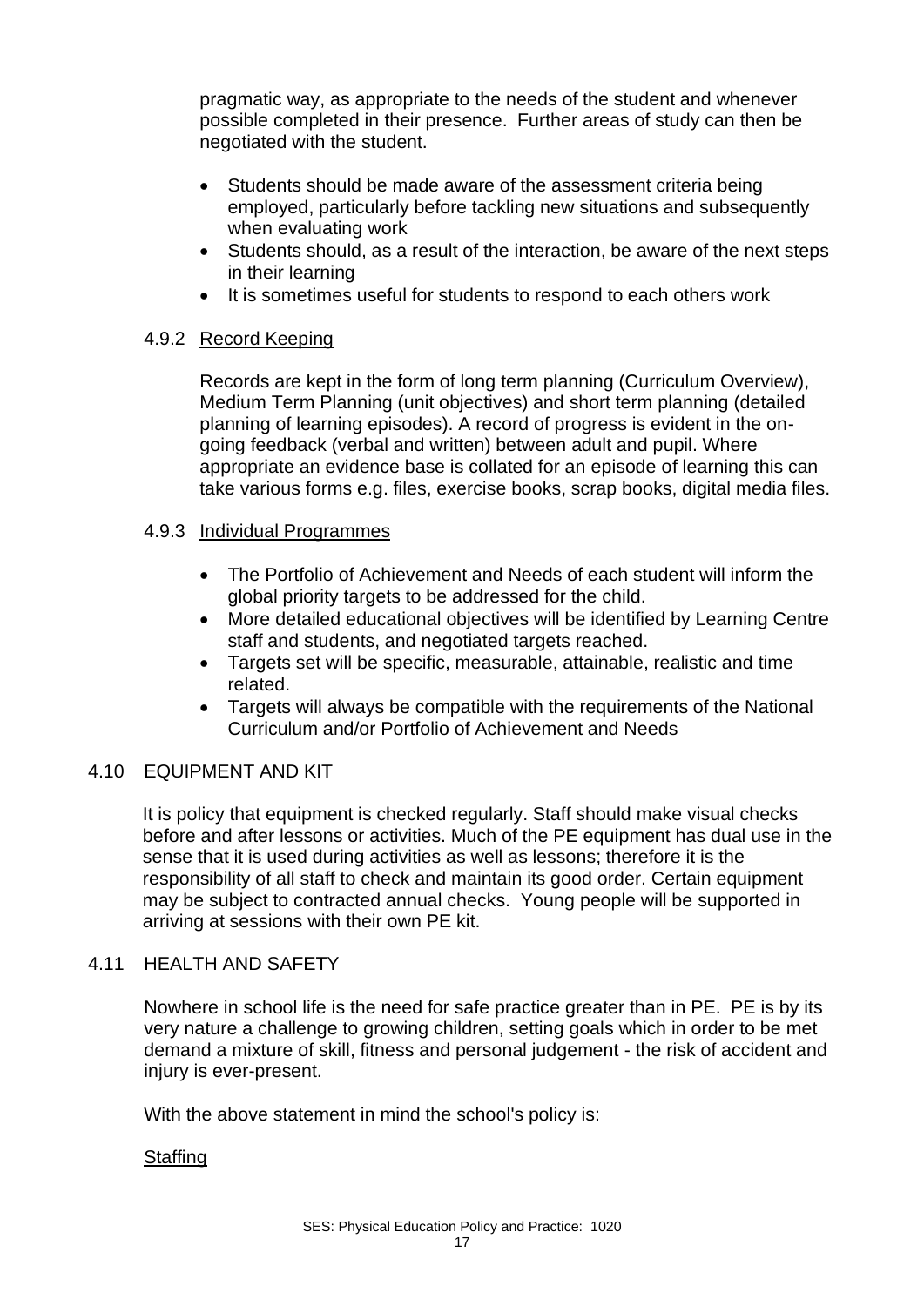pragmatic way, as appropriate to the needs of the student and whenever possible completed in their presence. Further areas of study can then be negotiated with the student.

- Students should be made aware of the assessment criteria being employed, particularly before tackling new situations and subsequently when evaluating work
- Students should, as a result of the interaction, be aware of the next steps in their learning
- It is sometimes useful for students to respond to each others work

### 4.9.2 Record Keeping

Records are kept in the form of long term planning (Curriculum Overview), Medium Term Planning (unit objectives) and short term planning (detailed planning of learning episodes). A record of progress is evident in the on-going feedback (verbal and written) between adult and pupil. Where appropriate an evidence base is collated for an episode of learning this can take various forms e.g. files, exercise books, scrap books, digital media files.

### 4.9.3 Individual Programmes

- The Portfolio of Achievement and Needs of each student will inform the global priority targets to be addressed for the child.
- More detailed educational objectives will be identified by Learning Centre staff and students, and negotiated targets reached.
- Targets set will be specific, measurable, attainable, realistic and time related.
- Targets will always be compatible with the requirements of the National Curriculum and/or Portfolio of Achievement and Needs

## 4.10 EQUIPMENT AND KIT

It is policy that equipment is checked regularly. Staff should make visual checks before and after lessons or activities. Much of the PE equipment has dual use in the sense that it is used during activities as well as lessons; therefore it is the responsibility of all staff to check and maintain its good order. Certain equipment may be subject to contracted annual checks. Young people will be supported in arriving at sessions with their own PE kit.

## 4.11 HEALTH AND SAFETY

Nowhere in school life is the need for safe practice greater than in PE. PE is by its very nature a challenge to growing children, setting goals which in order to be met demand a mixture of skill, fitness and personal judgement - the risk of accident and injury is ever-present.

With the above statement in mind the school's policy is:

Staffing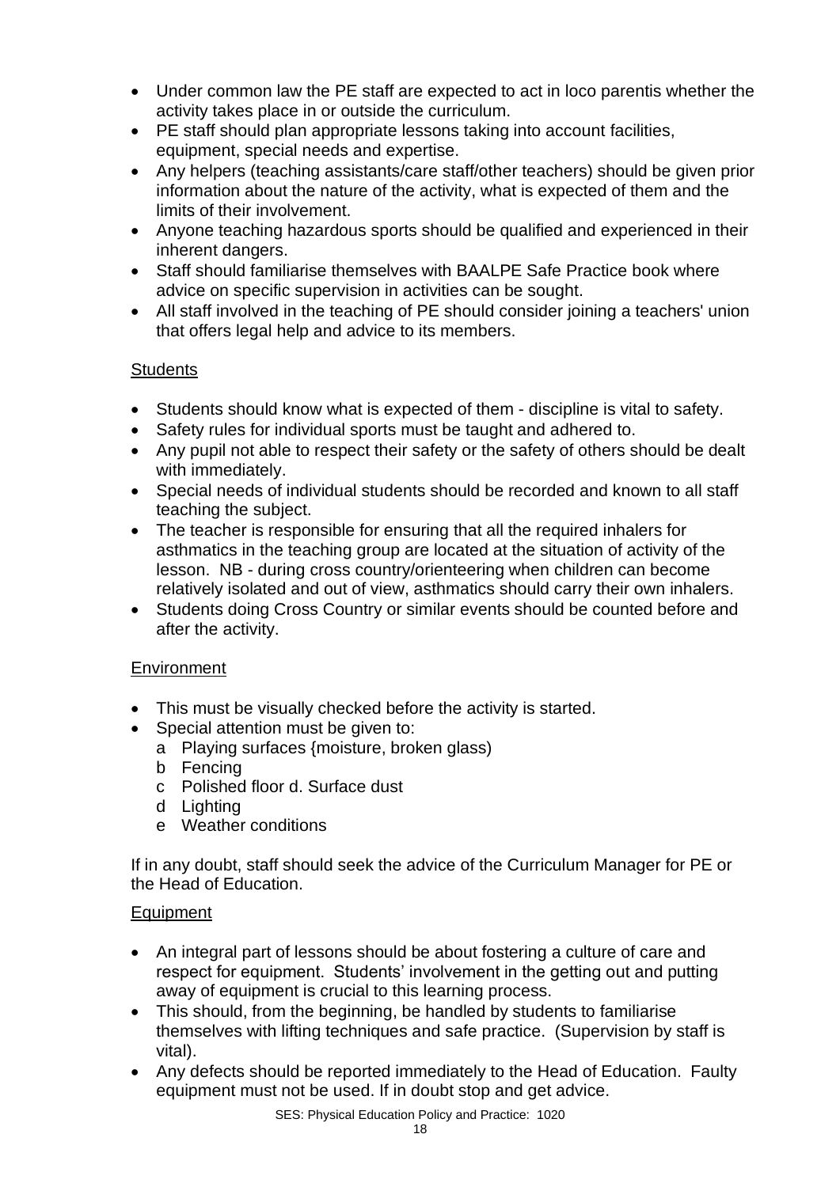- Under common law the PE staff are expected to act in loco parentis whether the activity takes place in or outside the curriculum.
- PE staff should plan appropriate lessons taking into account facilities, equipment, special needs and expertise.
- Any helpers (teaching assistants/care staff/other teachers) should be given prior information about the nature of the activity, what is expected of them and the limits of their involvement.
- Anyone teaching hazardous sports should be qualified and experienced in their inherent dangers.
- Staff should familiarise themselves with BAALPE Safe Practice book where advice on specific supervision in activities can be sought.
- All staff involved in the teaching of PE should consider joining a teachers' union that offers legal help and advice to its members.

<u>Students</u>

- Students should know what is expected of them - discipline is vital to safety.
- Safety rules for individual sports must be taught and adhered to.
- Any pupil not able to respect their safety or the safety of others should be dealt with immediately.
- Special needs of individual students should be recorded and known to all staff teaching the subject.
- The teacher is responsible for ensuring that all the required inhalers for asthmatics in the teaching group are located at the situation of activity of the lesson. NB - during cross country/orienteering when children can become relatively isolated and out of view, asthmatics should carry their own inhalers.
- Students doing Cross Country or similar events should be counted before and after the activity.

<u>Environment</u>

- This must be visually checked before the activity is started.
- Special attention must be given to:
  - a Playing surfaces {moisture, broken glass)
  - b Fencing
  - c Polished floor d. Surface dust
  - d Lighting
  - e Weather conditions

If in any doubt, staff should seek the advice of the Curriculum Manager for PE or the Head of Education.

<u>Equipment</u>

- An integral part of lessons should be about fostering a culture of care and respect for equipment. Students' involvement in the getting out and putting away of equipment is crucial to this learning process.
- This should, from the beginning, be handled by students to familiarise themselves with lifting techniques and safe practice. (Supervision by staff is vital).
- Any defects should be reported immediately to the Head of Education. Faulty equipment must not be used. If in doubt stop and get advice.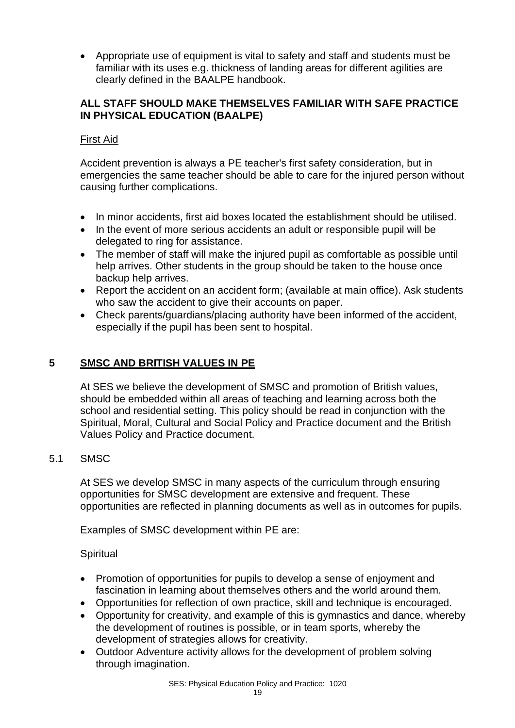- Appropriate use of equipment is vital to safety and staff and students must be familiar with its uses e.g. thickness of landing areas for different agilities are clearly defined in the BAALPE handbook.

**ALL STAFF SHOULD MAKE THEMSELVES FAMILIAR WITH SAFE PRACTICE IN PHYSICAL EDUCATION (BAALPE)**

First Aid

Accident prevention is always a PE teacher's first safety consideration, but in emergencies the same teacher should be able to care for the injured person without causing further complications.

- In minor accidents, first aid boxes located the establishment should be utilised.
- In the event of more serious accidents an adult or responsible pupil will be delegated to ring for assistance.
- The member of staff will make the injured pupil as comfortable as possible until help arrives. Other students in the group should be taken to the house once backup help arrives.
- Report the accident on an accident form; (available at main office). Ask students who saw the accident to give their accounts on paper.
- Check parents/guardians/placing authority have been informed of the accident, especially if the pupil has been sent to hospital.

## 5 SMSC AND BRITISH VALUES IN PE

At SES we believe the development of SMSC and promotion of British values, should be embedded within all areas of teaching and learning across both the school and residential setting. This policy should be read in conjunction with the Spiritual, Moral, Cultural and Social Policy and Practice document and the British Values Policy and Practice document.

### 5.1 SMSC

At SES we develop SMSC in many aspects of the curriculum through ensuring opportunities for SMSC development are extensive and frequent. These opportunities are reflected in planning documents as well as in outcomes for pupils.

Examples of SMSC development within PE are:

Spiritual

- Promotion of opportunities for pupils to develop a sense of enjoyment and fascination in learning about themselves others and the world around them.
- Opportunities for reflection of own practice, skill and technique is encouraged.
- Opportunity for creativity, and example of this is gymnastics and dance, whereby the development of routines is possible, or in team sports, whereby the development of strategies allows for creativity.
- Outdoor Adventure activity allows for the development of problem solving through imagination.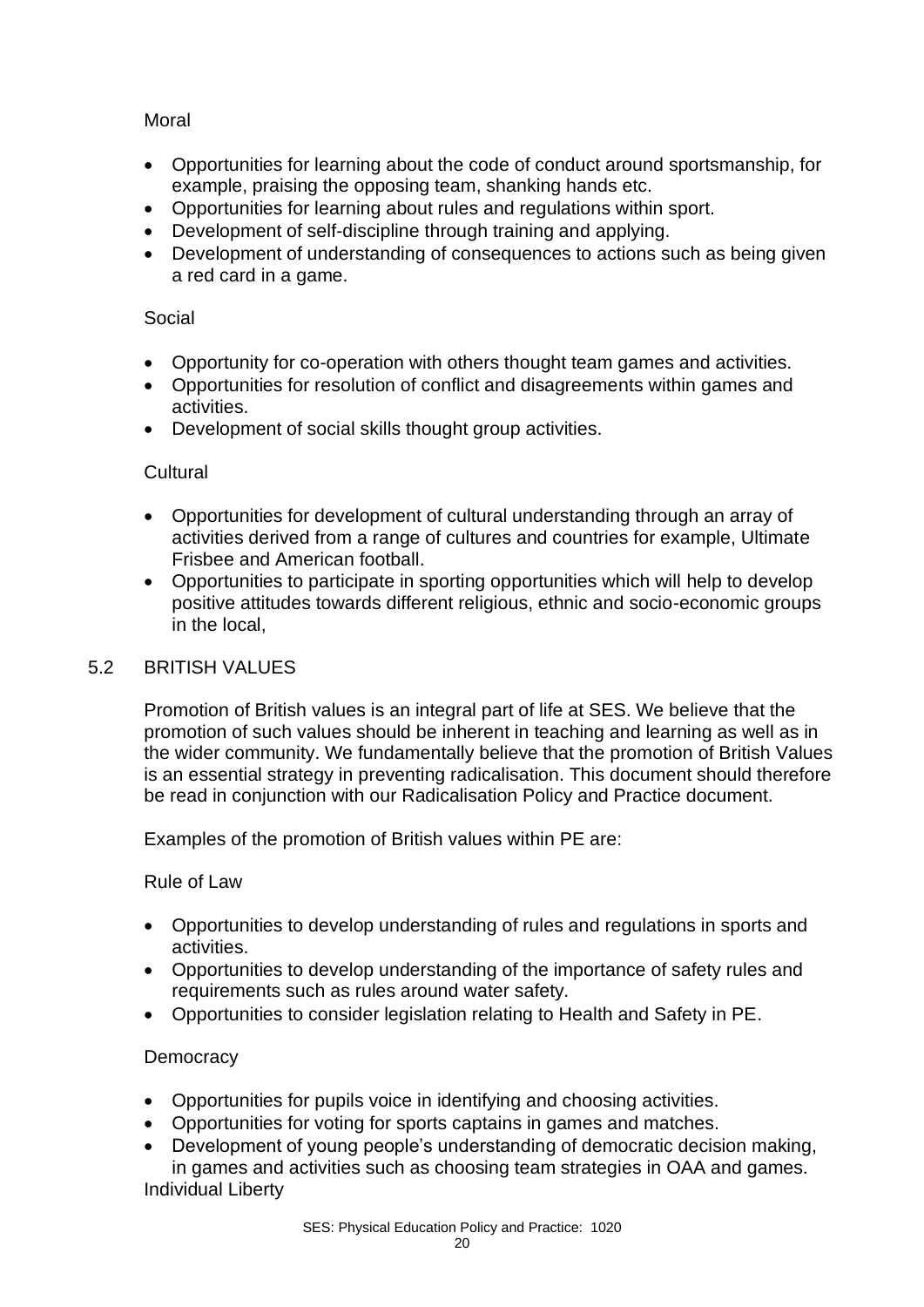Moral

- Opportunities for learning about the code of conduct around sportsmanship, for example, praising the opposing team, shanking hands etc.
- Opportunities for learning about rules and regulations within sport.
- Development of self-discipline through training and applying.
- Development of understanding of consequences to actions such as being given a red card in a game.

Social

- Opportunity for co-operation with others thought team games and activities.
- Opportunities for resolution of conflict and disagreements within games and activities.
- Development of social skills thought group activities.

Cultural

- Opportunities for development of cultural understanding through an array of activities derived from a range of cultures and countries for example, Ultimate Frisbee and American football.
- Opportunities to participate in sporting opportunities which will help to develop positive attitudes towards different religious, ethnic and socio-economic groups in the local,

## 5.2 BRITISH VALUES

Promotion of British values is an integral part of life at SES. We believe that the promotion of such values should be inherent in teaching and learning as well as in the wider community. We fundamentally believe that the promotion of British Values is an essential strategy in preventing radicalisation. This document should therefore be read in conjunction with our Radicalisation Policy and Practice document.

Examples of the promotion of British values within PE are:

Rule of Law

- Opportunities to develop understanding of rules and regulations in sports and activities.
- Opportunities to develop understanding of the importance of safety rules and requirements such as rules around water safety.
- Opportunities to consider legislation relating to Health and Safety in PE.

Democracy

- Opportunities for pupils voice in identifying and choosing activities.
- Opportunities for voting for sports captains in games and matches.
- Development of young people's understanding of democratic decision making, in games and activities such as choosing team strategies in OAA and games.

Individual Liberty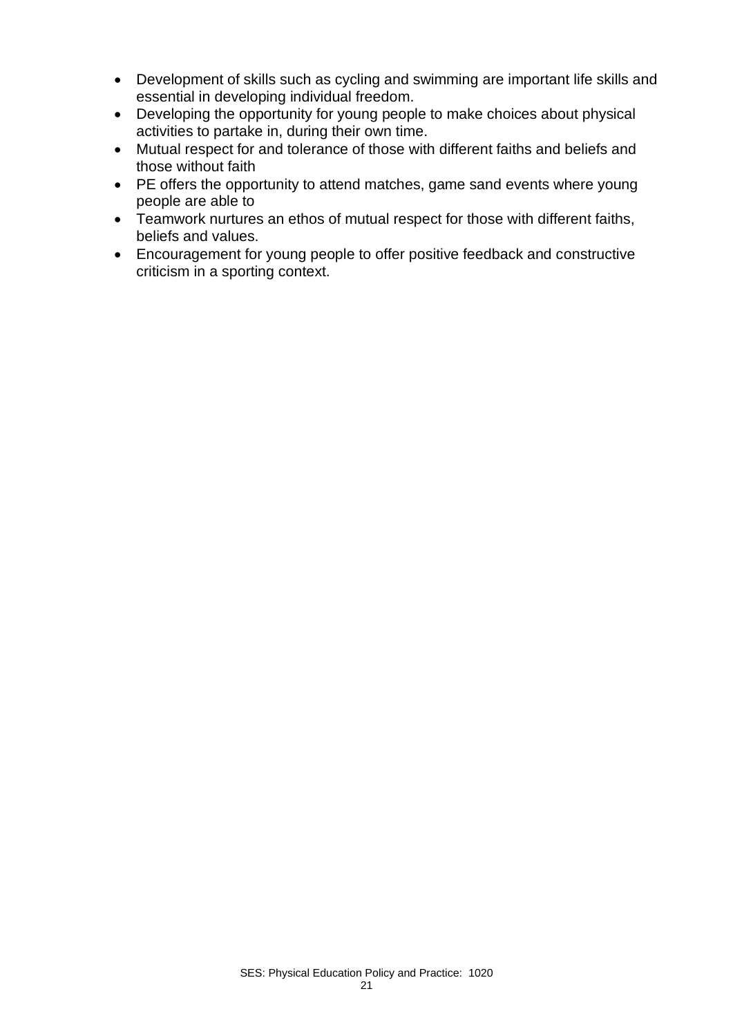- Development of skills such as cycling and swimming are important life skills and essential in developing individual freedom.
- Developing the opportunity for young people to make choices about physical activities to partake in, during their own time.
- Mutual respect for and tolerance of those with different faiths and beliefs and those without faith
- PE offers the opportunity to attend matches, game sand events where young people are able to
- Teamwork nurtures an ethos of mutual respect for those with different faiths, beliefs and values.
- Encouragement for young people to offer positive feedback and constructive criticism in a sporting context.